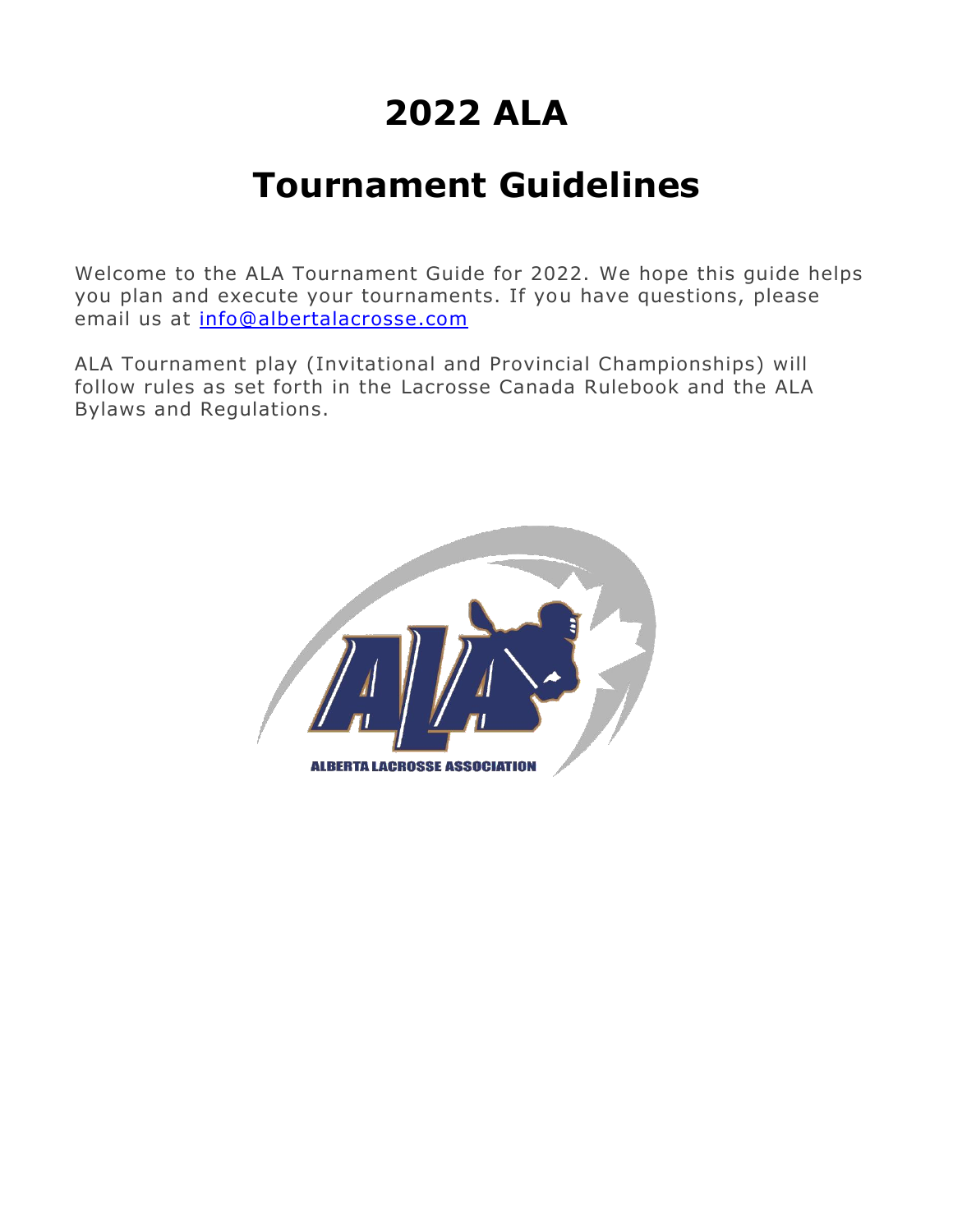# 2022 ALA

# Tournament Guidelines

Welcome to the ALA Tournament Guide for 2022. We hope this guide helps you plan and execute your tournaments. If you have questions, please email us at [info@albertalacrosse.com](mailto:info@albertalacrosse.com)

ALA Tournament play (Invitational and Provincial Championships) will follow rules as set forth in the Lacrosse Canada Rulebook and the ALA Bylaws and Regulations.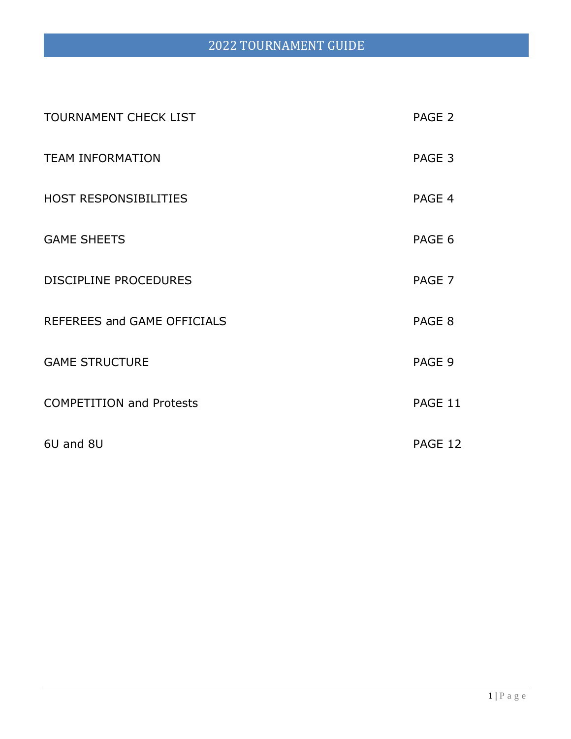# 2022 TOURNAMENT GUIDE

| | |
|---|---|
| TOURNAMENT CHECK LIST | PAGE 2 |
| TEAM INFORMATION | PAGE 3 |
| HOST RESPONSIBILITIES | PAGE 4 |
| GAME SHEETS | PAGE 6 |
| DISCIPLINE PROCEDURES | PAGE 7 |
| REFEREES and GAME OFFICIALS | PAGE 8 |
| GAME STRUCTURE | PAGE 9 |
| COMPETITION and Protests | PAGE 11 |
| 6U and 8U | PAGE 12 |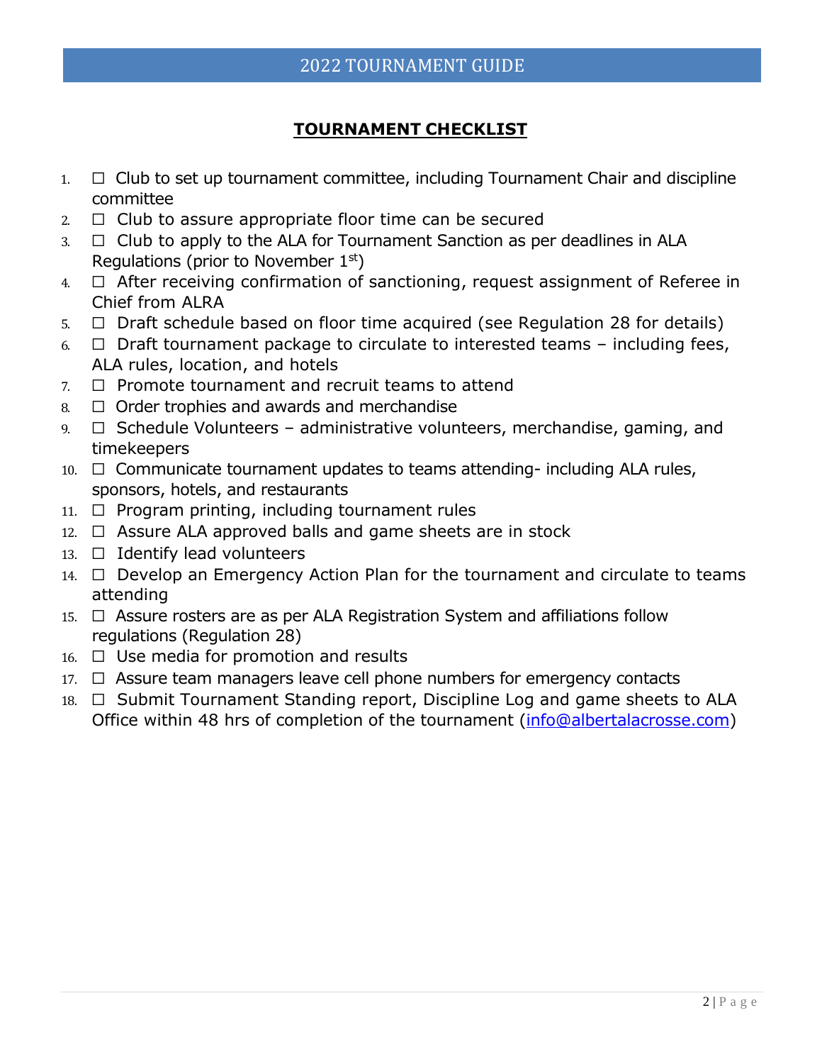## TOURNAMENT CHECKLIST

1. ☐ Club to set up tournament committee, including Tournament Chair and discipline committee
2. ☐ Club to assure appropriate floor time can be secured
3. ☐ Club to apply to the ALA for Tournament Sanction as per deadlines in ALA Regulations (prior to November 1st)
4. ☐ After receiving confirmation of sanctioning, request assignment of Referee in Chief from ALRA
5. ☐ Draft schedule based on floor time acquired (see Regulation 28 for details)
6. ☐ Draft tournament package to circulate to interested teams – including fees, ALA rules, location, and hotels
7. ☐ Promote tournament and recruit teams to attend
8. ☐ Order trophies and awards and merchandise
9. ☐ Schedule Volunteers – administrative volunteers, merchandise, gaming, and timekeepers
10. ☐ Communicate tournament updates to teams attending- including ALA rules, sponsors, hotels, and restaurants
11. ☐ Program printing, including tournament rules
12. ☐ Assure ALA approved balls and game sheets are in stock
13. ☐ Identify lead volunteers
14. ☐ Develop an Emergency Action Plan for the tournament and circulate to teams attending
15. ☐ Assure rosters are as per ALA Registration System and affiliations follow regulations (Regulation 28)
16. ☐ Use media for promotion and results
17. ☐ Assure team managers leave cell phone numbers for emergency contacts
18. ☐ Submit Tournament Standing report, Discipline Log and game sheets to ALA Office within 48 hrs of completion of the tournament (info@albertalacrosse.com)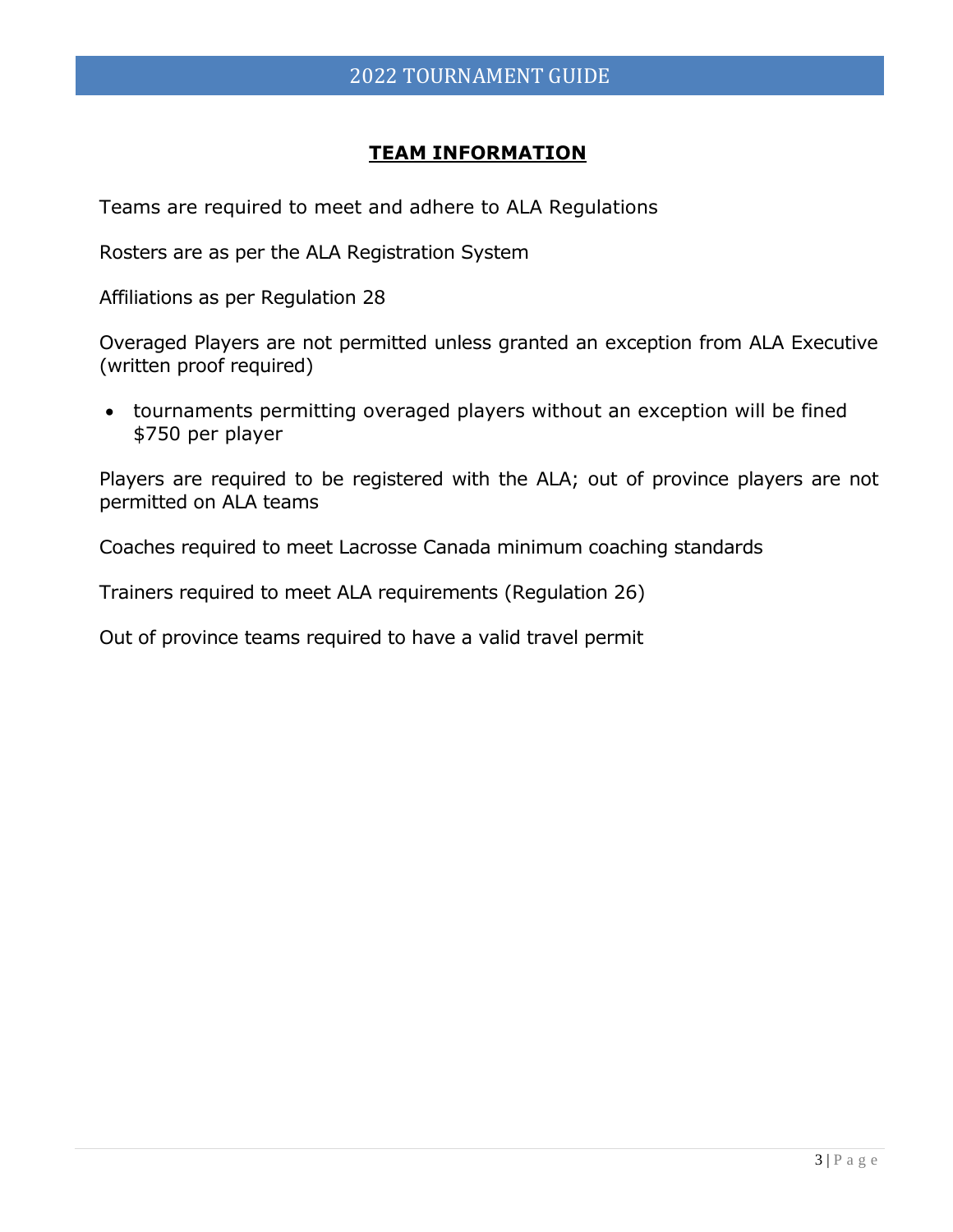## TEAM INFORMATION

Teams are required to meet and adhere to ALA Regulations

Rosters are as per the ALA Registration System

Affiliations as per Regulation 28

Overaged Players are not permitted unless granted an exception from ALA Executive (written proof required)

- tournaments permitting overaged players without an exception will be fined $750 per player

Players are required to be registered with the ALA; out of province players are not permitted on ALA teams

Coaches required to meet Lacrosse Canada minimum coaching standards

Trainers required to meet ALA requirements (Regulation 26)

Out of province teams required to have a valid travel permit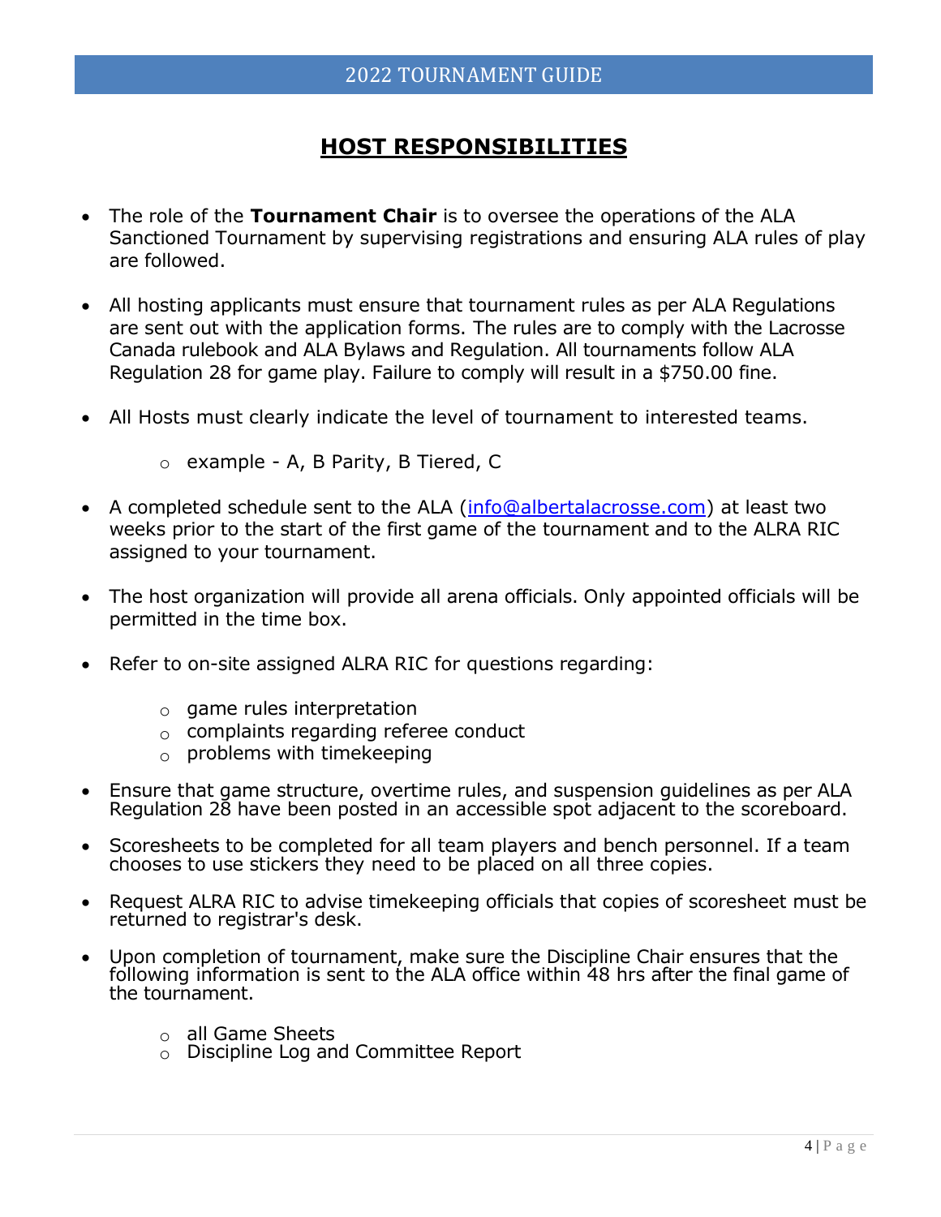# HOST RESPONSIBILITIES

- The role of the **Tournament Chair** is to oversee the operations of the ALA Sanctioned Tournament by supervising registrations and ensuring ALA rules of play are followed.

- All hosting applicants must ensure that tournament rules as per ALA Regulations are sent out with the application forms. The rules are to comply with the Lacrosse Canada rulebook and ALA Bylaws and Regulation. All tournaments follow ALA Regulation 28 for game play. Failure to comply will result in a $750.00 fine.

- All Hosts must clearly indicate the level of tournament to interested teams.
  - example - A, B Parity, B Tiered, C

- A completed schedule sent to the ALA (info@albertalacrosse.com) at least two weeks prior to the start of the first game of the tournament and to the ALRA RIC assigned to your tournament.

- The host organization will provide all arena officials. Only appointed officials will be permitted in the time box.

- Refer to on-site assigned ALRA RIC for questions regarding:
  - game rules interpretation
  - complaints regarding referee conduct
  - problems with timekeeping

- Ensure that game structure, overtime rules, and suspension guidelines as per ALA Regulation 28 have been posted in an accessible spot adjacent to the scoreboard.

- Scoresheets to be completed for all team players and bench personnel. If a team chooses to use stickers they need to be placed on all three copies.

- Request ALRA RIC to advise timekeeping officials that copies of scoresheet must be returned to registrar's desk.

- Upon completion of tournament, make sure the Discipline Chair ensures that the following information is sent to the ALA office within 48 hrs after the final game of the tournament.
  - all Game Sheets
  - Discipline Log and Committee Report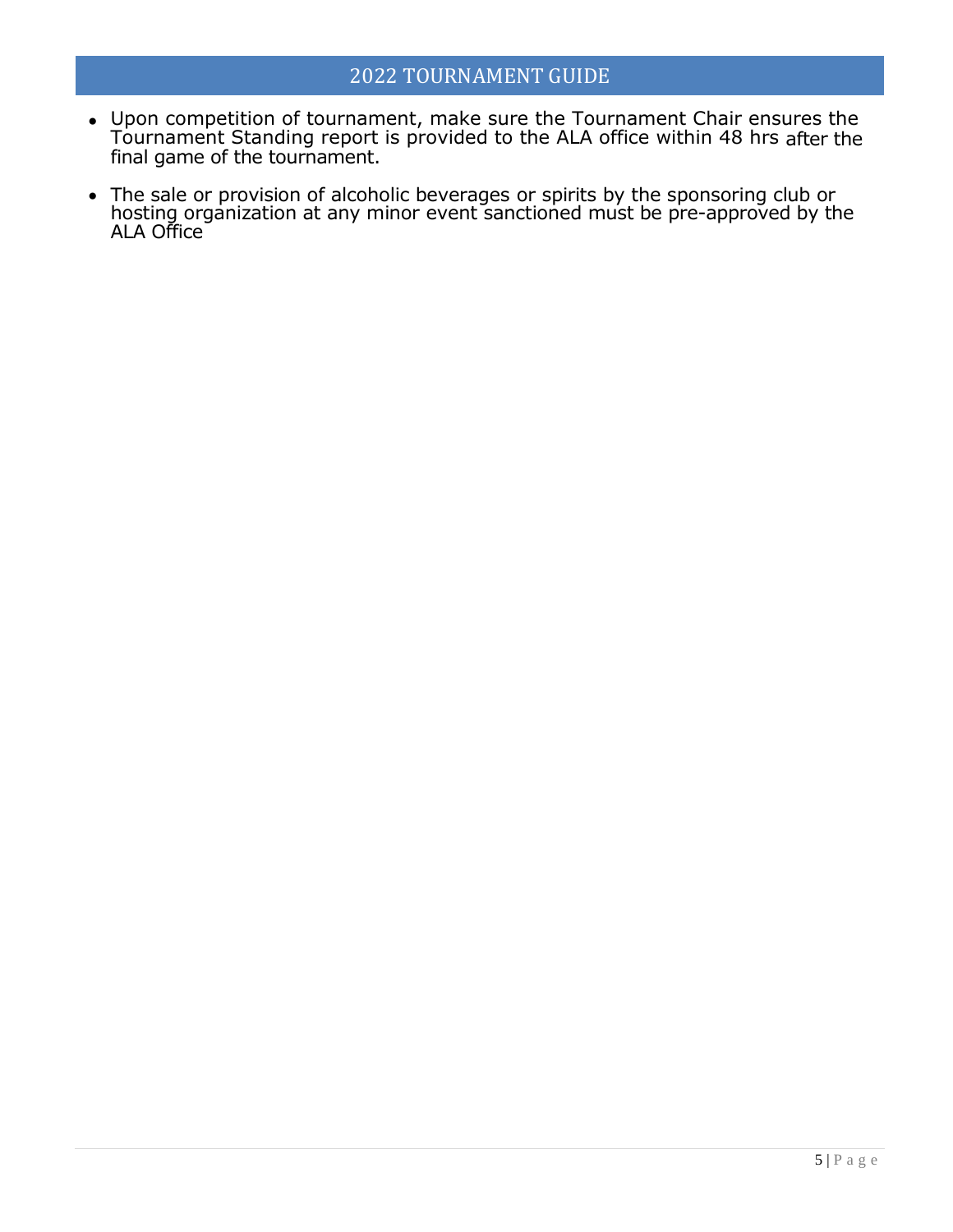- Upon competition of tournament, make sure the Tournament Chair ensures the Tournament Standing report is provided to the ALA office within 48 hrs after the final game of the tournament.
- The sale or provision of alcoholic beverages or spirits by the sponsoring club or hosting organization at any minor event sanctioned must be pre-approved by the ALA Office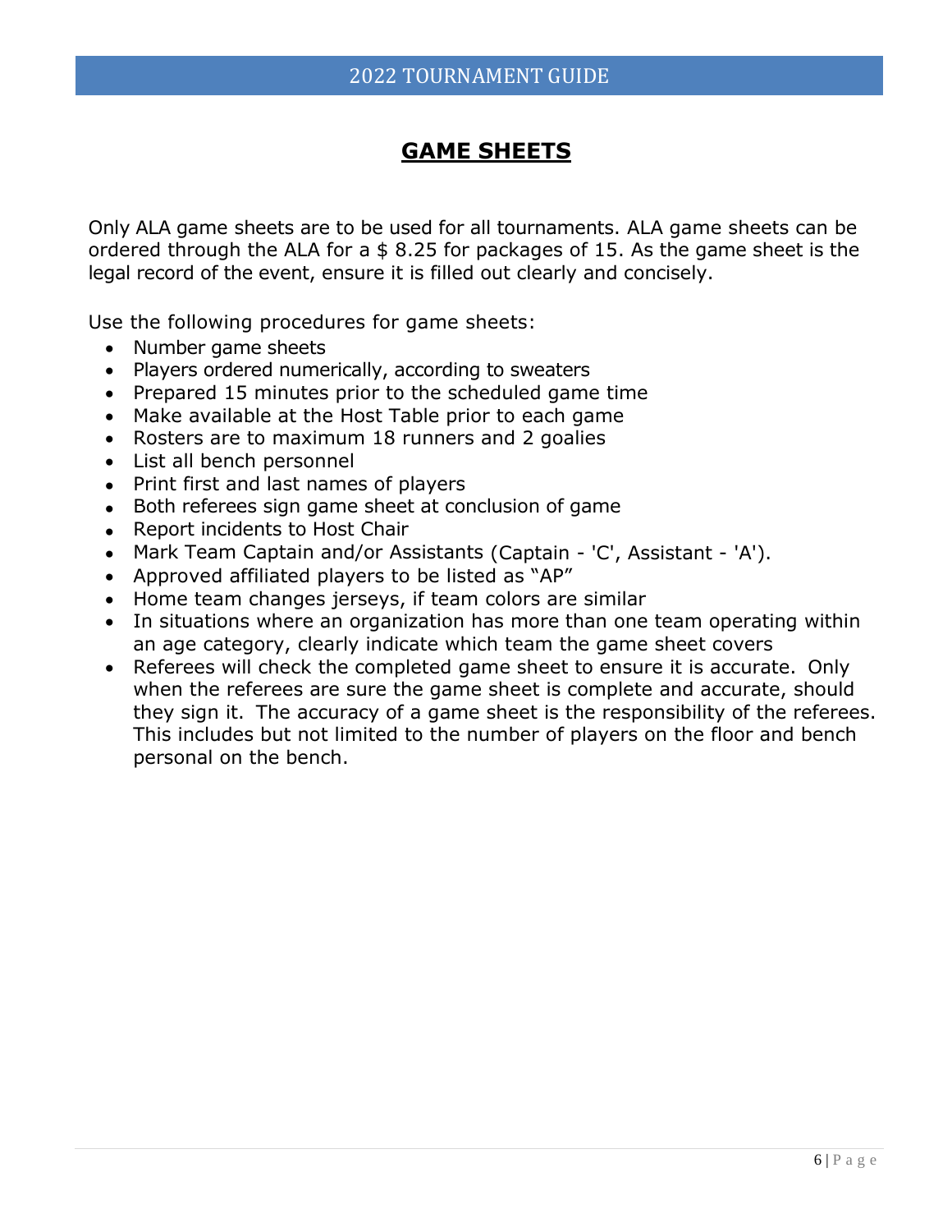# GAME SHEETS

Only ALA game sheets are to be used for all tournaments. ALA game sheets can be ordered through the ALA for a $ 8.25 for packages of 15. As the game sheet is the legal record of the event, ensure it is filled out clearly and concisely.

Use the following procedures for game sheets:

- Number game sheets
- Players ordered numerically, according to sweaters
- Prepared 15 minutes prior to the scheduled game time
- Make available at the Host Table prior to each game
- Rosters are to maximum 18 runners and 2 goalies
- List all bench personnel
- Print first and last names of players
- Both referees sign game sheet at conclusion of game
- Report incidents to Host Chair
- Mark Team Captain and/or Assistants (Captain - 'C', Assistant - 'A').
- Approved affiliated players to be listed as "AP"
- Home team changes jerseys, if team colors are similar
- In situations where an organization has more than one team operating within an age category, clearly indicate which team the game sheet covers
- Referees will check the completed game sheet to ensure it is accurate. Only when the referees are sure the game sheet is complete and accurate, should they sign it. The accuracy of a game sheet is the responsibility of the referees. This includes but not limited to the number of players on the floor and bench personal on the bench.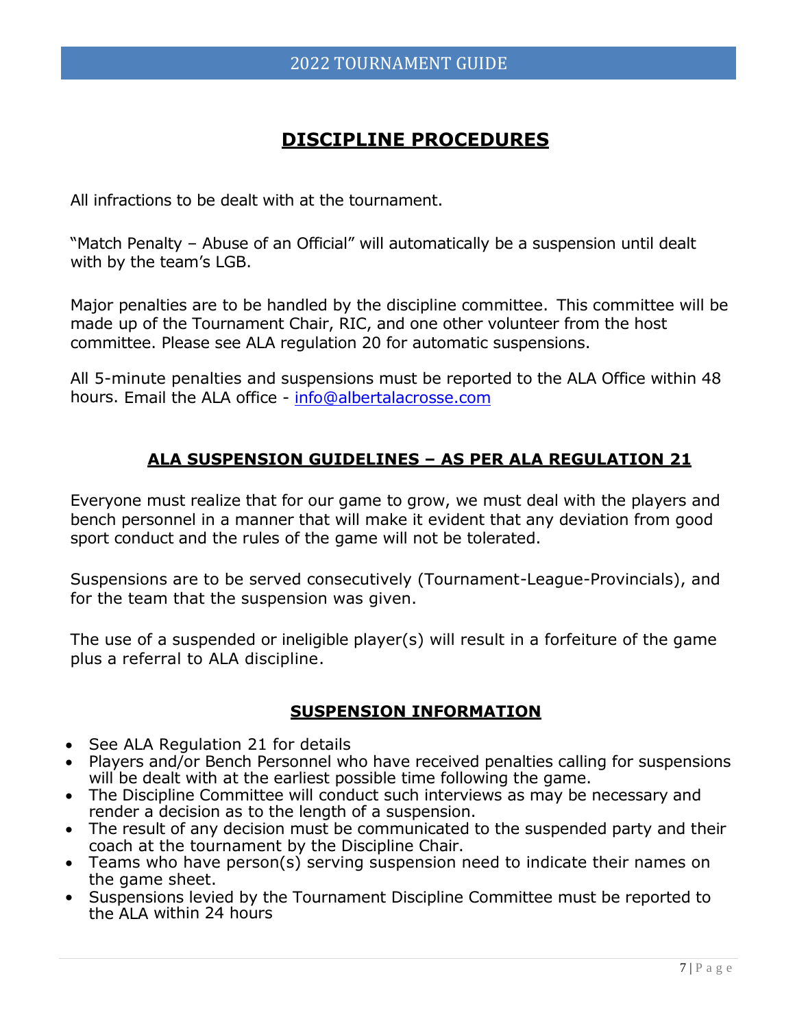# DISCIPLINE PROCEDURES

All infractions to be dealt with at the tournament.

"Match Penalty – Abuse of an Official" will automatically be a suspension until dealt with by the team's LGB.

Major penalties are to be handled by the discipline committee. This committee will be made up of the Tournament Chair, RIC, and one other volunteer from the host committee. Please see ALA regulation 20 for automatic suspensions.

All 5-minute penalties and suspensions must be reported to the ALA Office within 48 hours. Email the ALA office - [info@albertalacrosse.com](mailto:info@albertalacrosse.com)

## ALA SUSPENSION GUIDELINES – AS PER ALA REGULATION 21

Everyone must realize that for our game to grow, we must deal with the players and bench personnel in a manner that will make it evident that any deviation from good sport conduct and the rules of the game will not be tolerated.

Suspensions are to be served consecutively (Tournament-League-Provincials), and for the team that the suspension was given.

The use of a suspended or ineligible player(s) will result in a forfeiture of the game plus a referral to ALA discipline.

## SUSPENSION INFORMATION

- See ALA Regulation 21 for details
- Players and/or Bench Personnel who have received penalties calling for suspensions will be dealt with at the earliest possible time following the game.
- The Discipline Committee will conduct such interviews as may be necessary and render a decision as to the length of a suspension.
- The result of any decision must be communicated to the suspended party and their coach at the tournament by the Discipline Chair.
- Teams who have person(s) serving suspension need to indicate their names on the game sheet.
- Suspensions levied by the Tournament Discipline Committee must be reported to the ALA within 24 hours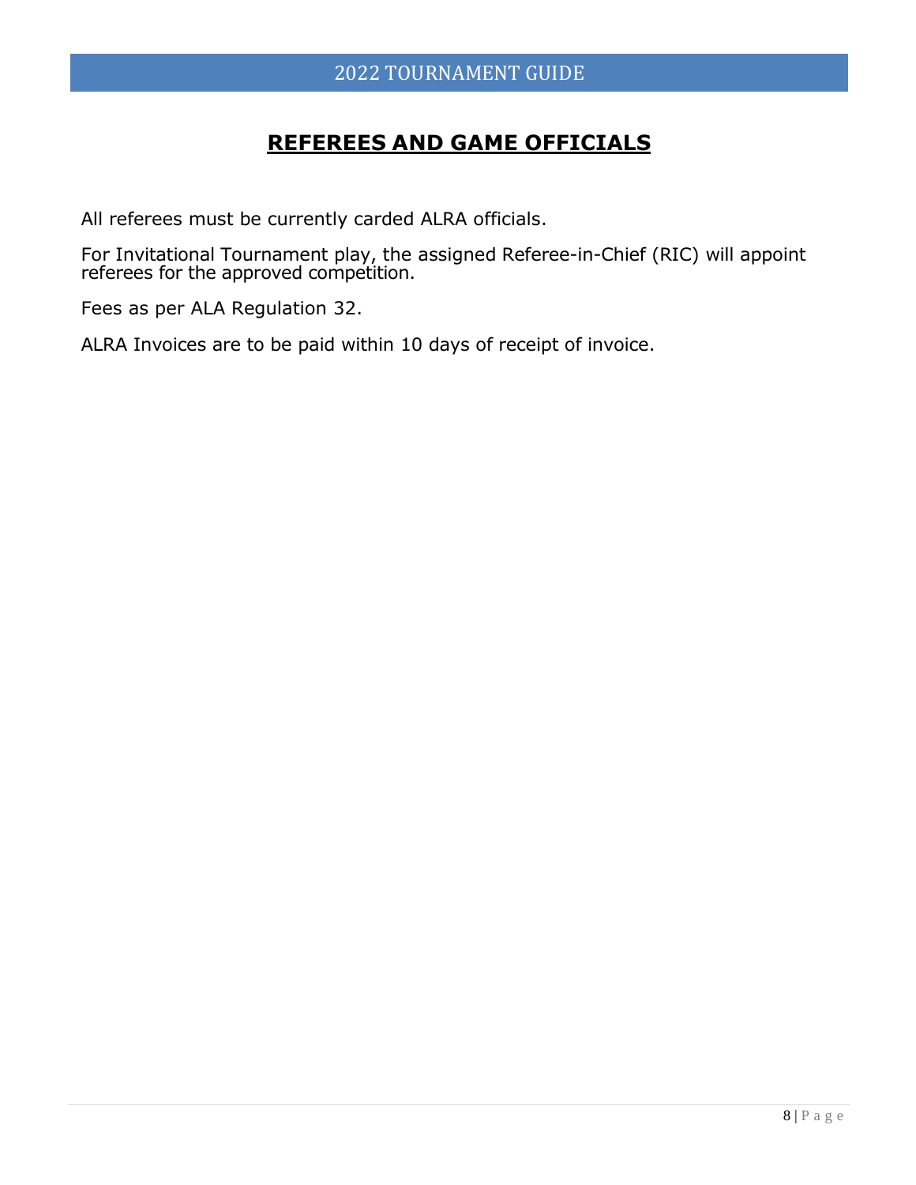# REFEREES AND GAME OFFICIALS

All referees must be currently carded ALRA officials.

For Invitational Tournament play, the assigned Referee-in-Chief (RIC) will appoint referees for the approved competition.

Fees as per ALA Regulation 32.

ALRA Invoices are to be paid within 10 days of receipt of invoice.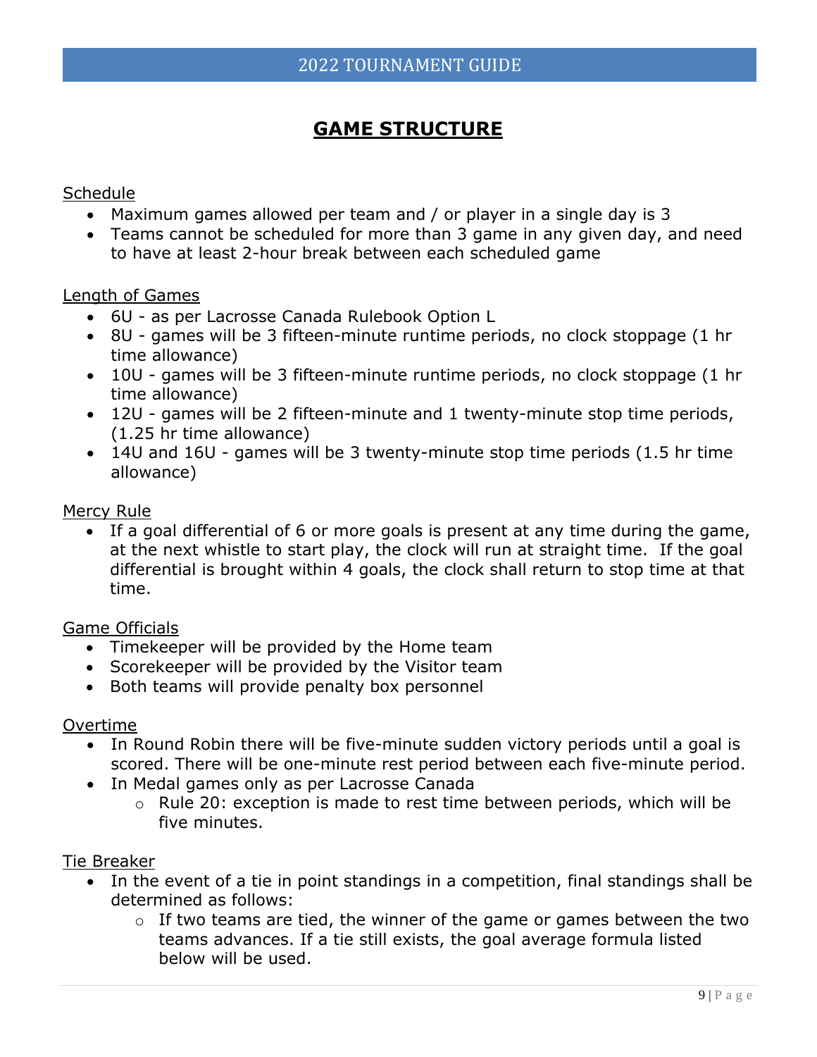## GAME STRUCTURE

Schedule

- Maximum games allowed per team and / or player in a single day is 3
- Teams cannot be scheduled for more than 3 game in any given day, and need to have at least 2-hour break between each scheduled game

Length of Games

- 6U - as per Lacrosse Canada Rulebook Option L
- 8U - games will be 3 fifteen-minute runtime periods, no clock stoppage (1 hr time allowance)
- 10U - games will be 3 fifteen-minute runtime periods, no clock stoppage (1 hr time allowance)
- 12U - games will be 2 fifteen-minute and 1 twenty-minute stop time periods, (1.25 hr time allowance)
- 14U and 16U - games will be 3 twenty-minute stop time periods (1.5 hr time allowance)

Mercy Rule

- If a goal differential of 6 or more goals is present at any time during the game, at the next whistle to start play, the clock will run at straight time. If the goal differential is brought within 4 goals, the clock shall return to stop time at that time.

Game Officials

- Timekeeper will be provided by the Home team
- Scorekeeper will be provided by the Visitor team
- Both teams will provide penalty box personnel

Overtime

- In Round Robin there will be five-minute sudden victory periods until a goal is scored. There will be one-minute rest period between each five-minute period.
- In Medal games only as per Lacrosse Canada
  - Rule 20: exception is made to rest time between periods, which will be five minutes.

Tie Breaker

- In the event of a tie in point standings in a competition, final standings shall be determined as follows:
  - If two teams are tied, the winner of the game or games between the two teams advances. If a tie still exists, the goal average formula listed below will be used.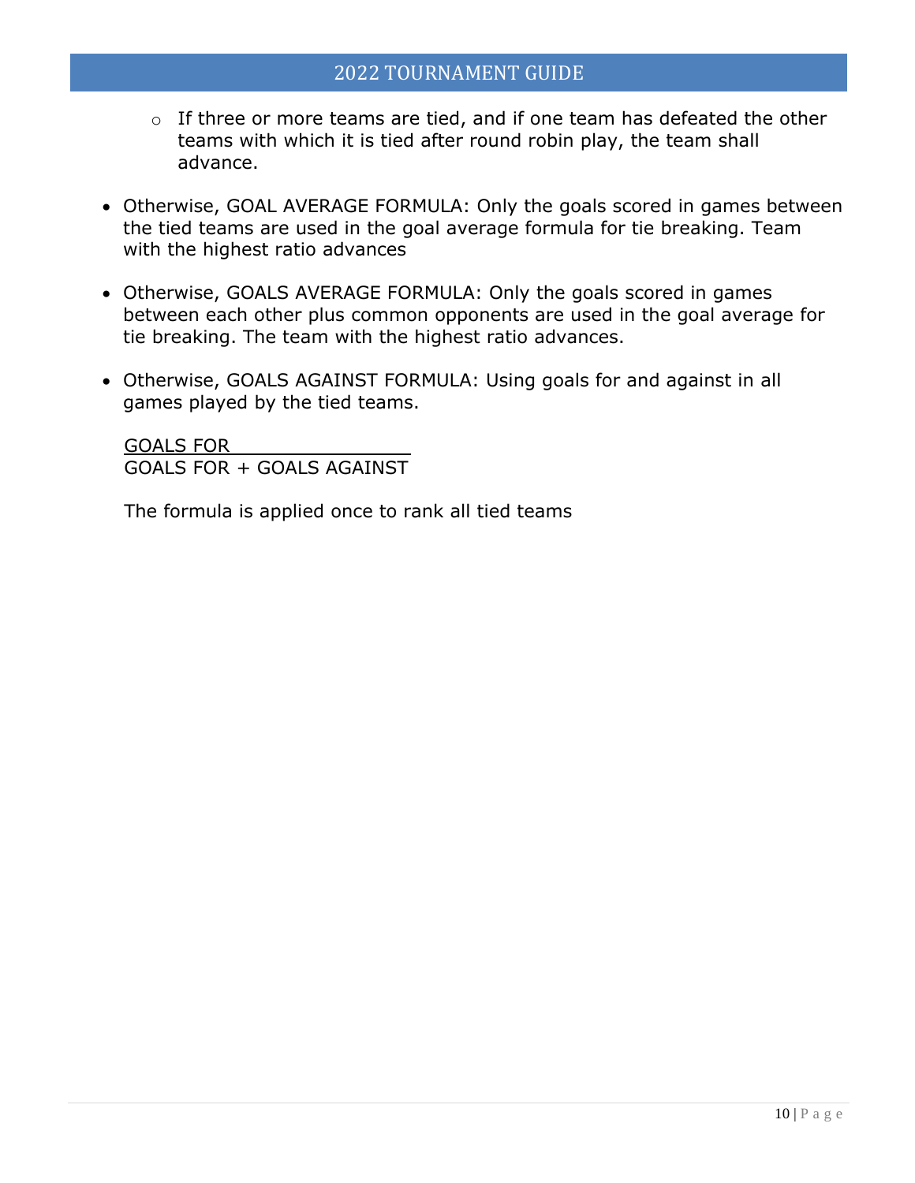- If three or more teams are tied, and if one team has defeated the other teams with which it is tied after round robin play, the team shall advance.

- Otherwise, GOAL AVERAGE FORMULA: Only the goals scored in games between the tied teams are used in the goal average formula for tie breaking. Team with the highest ratio advances

- Otherwise, GOALS AVERAGE FORMULA: Only the goals scored in games between each other plus common opponents are used in the goal average for tie breaking. The team with the highest ratio advances.

- Otherwise, GOALS AGAINST FORMULA: Using goals for and against in all games played by the tied teams.

  $$\frac{\text{GOALS FOR}}{\text{GOALS FOR + GOALS AGAINST}}$$

  The formula is applied once to rank all tied teams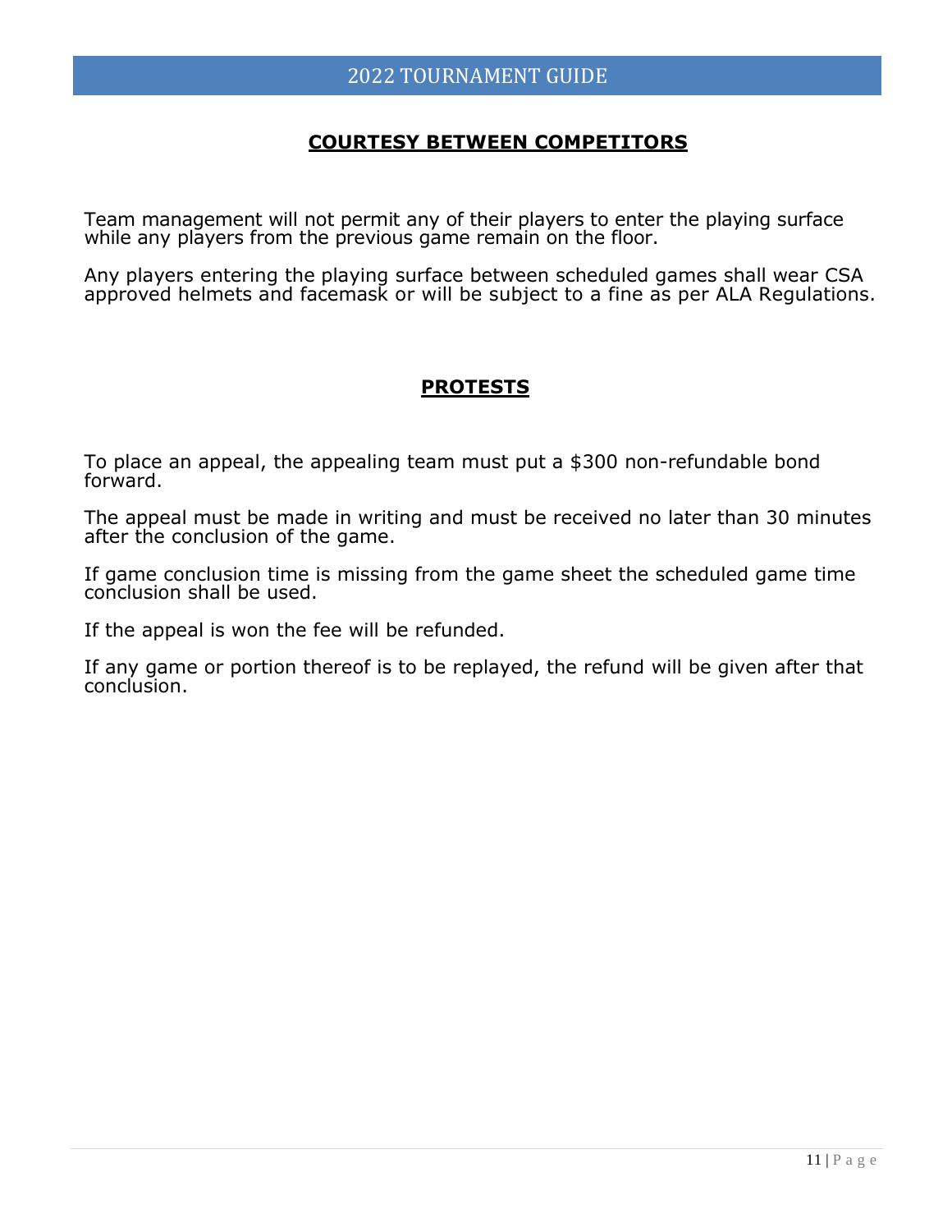## COURTESY BETWEEN COMPETITORS

Team management will not permit any of their players to enter the playing surface while any players from the previous game remain on the floor.

Any players entering the playing surface between scheduled games shall wear CSA approved helmets and facemask or will be subject to a fine as per ALA Regulations.

## PROTESTS

To place an appeal, the appealing team must put a $300 non-refundable bond forward.

The appeal must be made in writing and must be received no later than 30 minutes after the conclusion of the game.

If game conclusion time is missing from the game sheet the scheduled game time conclusion shall be used.

If the appeal is won the fee will be refunded.

If any game or portion thereof is to be replayed, the refund will be given after that conclusion.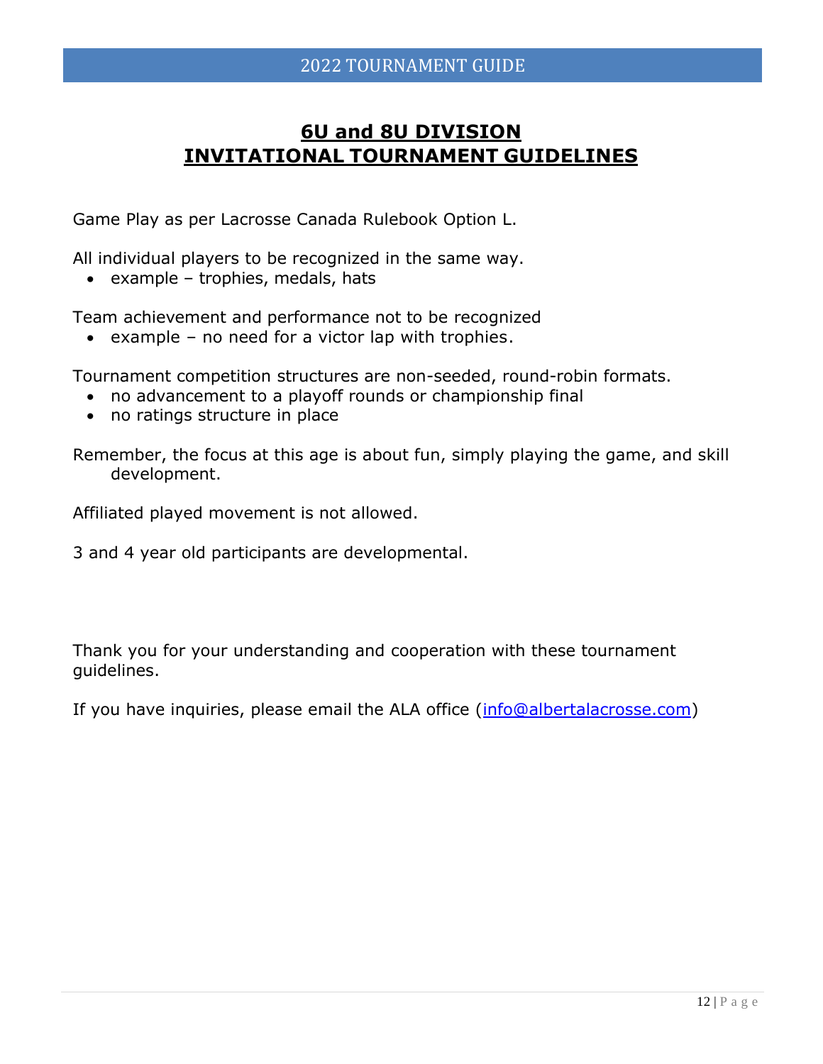# 6U and 8U DIVISION INVITATIONAL TOURNAMENT GUIDELINES

Game Play as per Lacrosse Canada Rulebook Option L.

All individual players to be recognized in the same way.

- example – trophies, medals, hats

Team achievement and performance not to be recognized

- example – no need for a victor lap with trophies.

Tournament competition structures are non-seeded, round-robin formats.

- no advancement to a playoff rounds or championship final
- no ratings structure in place

Remember, the focus at this age is about fun, simply playing the game, and skill development.

Affiliated played movement is not allowed.

3 and 4 year old participants are developmental.

Thank you for your understanding and cooperation with these tournament guidelines.

If you have inquiries, please email the ALA office (info@albertalacrosse.com)